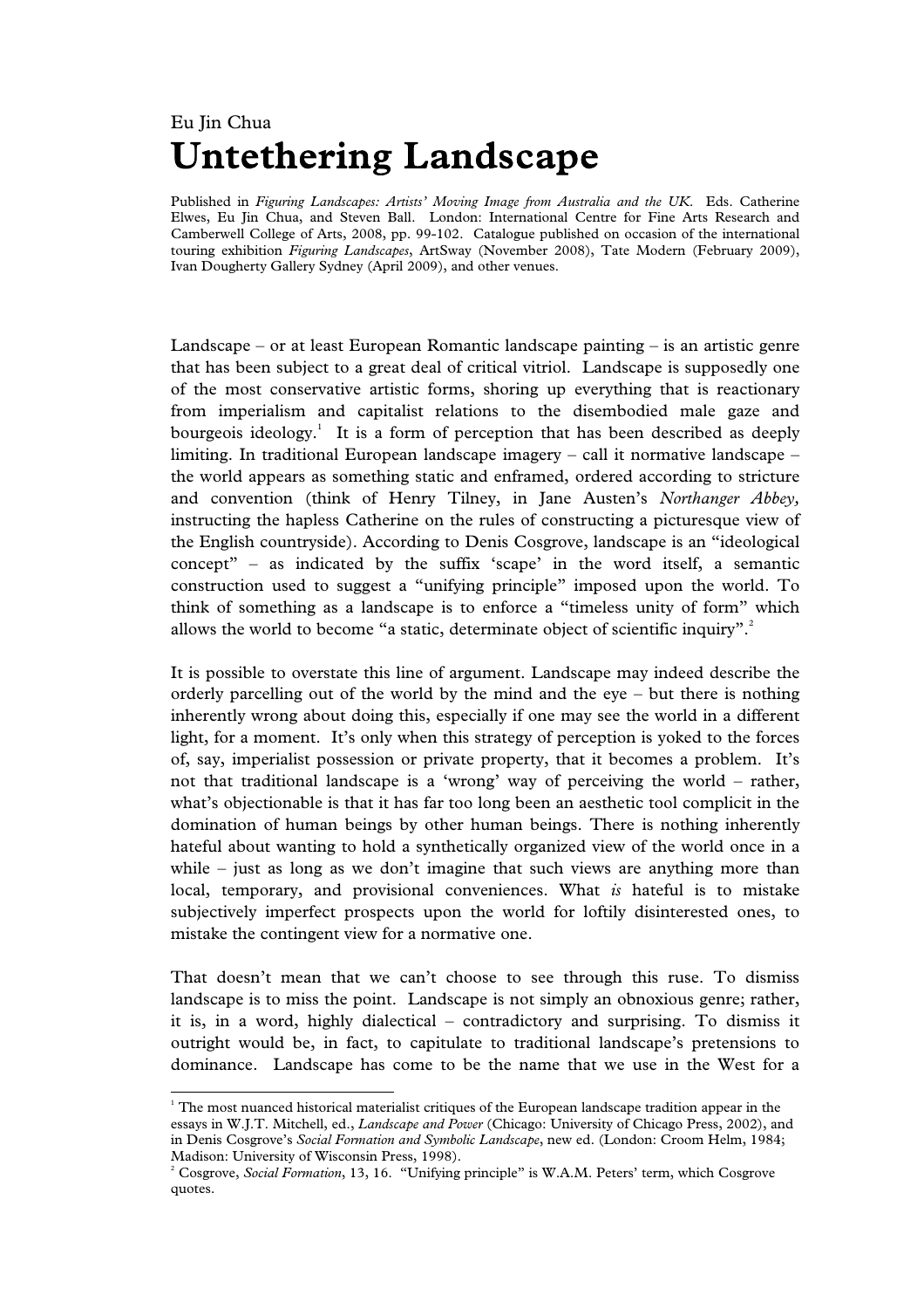Eu Jin Chua

# Untethering Landscape

Published in *Figuring Landscapes: Artists' Moving Image from Australia and the UK.* Eds. Catherine Elwes, Eu Jin Chua, and Steven Ball. London: International Centre for Fine Arts Research and Camberwell College of Arts, 2008, pp. 99-102. Catalogue published on occasion of the international touring exhibition *Figuring Landscapes*, ArtSway (November 2008), Tate Modern (February 2009), Ivan Dougherty Gallery Sydney (April 2009), and other venues.

Landscape – or at least European Romantic landscape painting – is an artistic genre that has been subject to a great deal of critical vitriol. Landscape is supposedly one of the most conservative artistic forms, shoring up everything that is reactionary from imperialism and capitalist relations to the disembodied male gaze and bourgeois ideology.[1] It is a form of perception that has been described as deeply limiting. In traditional European landscape imagery – call it normative landscape – the world appears as something static and enframed, ordered according to stricture and convention (think of Henry Tilney, in Jane Austen's *Northanger Abbey,* instructing the hapless Catherine on the rules of constructing a picturesque view of the English countryside). According to Denis Cosgrove, landscape is an "ideological concept" – as indicated by the suffix 'scape' in the word itself, a semantic construction used to suggest a "unifying principle" imposed upon the world. To think of something as a landscape is to enforce a "timeless unity of form" which allows the world to become "a static, determinate object of scientific inquiry".[2]

It is possible to overstate this line of argument. Landscape may indeed describe the orderly parcelling out of the world by the mind and the eye – but there is nothing inherently wrong about doing this, especially if one may see the world in a different light, for a moment. It's only when this strategy of perception is yoked to the forces of, say, imperialist possession or private property, that it becomes a problem. It's not that traditional landscape is a 'wrong' way of perceiving the world – rather, what's objectionable is that it has far too long been an aesthetic tool complicit in the domination of human beings by other human beings. There is nothing inherently hateful about wanting to hold a synthetically organized view of the world once in a while – just as long as we don't imagine that such views are anything more than local, temporary, and provisional conveniences. What *is* hateful is to mistake subjectively imperfect prospects upon the world for loftily disinterested ones, to mistake the contingent view for a normative one.

That doesn't mean that we can't choose to see through this ruse. To dismiss landscape is to miss the point. Landscape is not simply an obnoxious genre; rather, it is, in a word, highly dialectical – contradictory and surprising. To dismiss it outright would be, in fact, to capitulate to traditional landscape's pretensions to dominance. Landscape has come to be the name that we use in the West for a

---

[1] The most nuanced historical materialist critiques of the European landscape tradition appear in the essays in W.J.T. Mitchell, ed., *Landscape and Power* (Chicago: University of Chicago Press, 2002), and in Denis Cosgrove's *Social Formation and Symbolic Landscape*, new ed. (London: Croom Helm, 1984; Madison: University of Wisconsin Press, 1998).

[2] Cosgrove, *Social Formation*, 13, 16. "Unifying principle" is W.A.M. Peters' term, which Cosgrove quotes.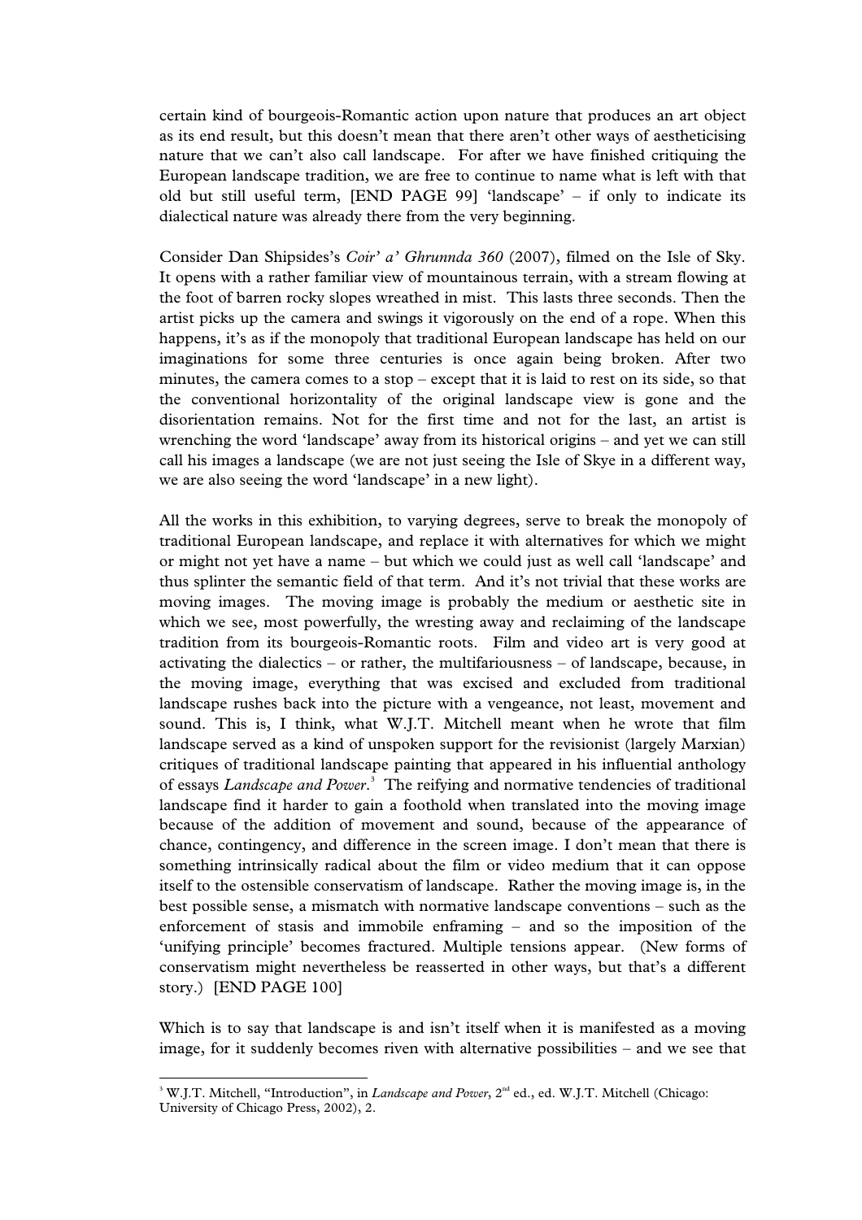certain kind of bourgeois-Romantic action upon nature that produces an art object as its end result, but this doesn't mean that there aren't other ways of aestheticising nature that we can't also call landscape. For after we have finished critiquing the European landscape tradition, we are free to continue to name what is left with that old but still useful term, [END PAGE 99] 'landscape' – if only to indicate its dialectical nature was already there from the very beginning.

Consider Dan Shipsides's *Coir' a' Ghrunnda 360* (2007), filmed on the Isle of Sky. It opens with a rather familiar view of mountainous terrain, with a stream flowing at the foot of barren rocky slopes wreathed in mist. This lasts three seconds. Then the artist picks up the camera and swings it vigorously on the end of a rope. When this happens, it's as if the monopoly that traditional European landscape has held on our imaginations for some three centuries is once again being broken. After two minutes, the camera comes to a stop – except that it is laid to rest on its side, so that the conventional horizontality of the original landscape view is gone and the disorientation remains. Not for the first time and not for the last, an artist is wrenching the word 'landscape' away from its historical origins – and yet we can still call his images a landscape (we are not just seeing the Isle of Skye in a different way, we are also seeing the word 'landscape' in a new light).

All the works in this exhibition, to varying degrees, serve to break the monopoly of traditional European landscape, and replace it with alternatives for which we might or might not yet have a name – but which we could just as well call 'landscape' and thus splinter the semantic field of that term. And it's not trivial that these works are moving images. The moving image is probably the medium or aesthetic site in which we see, most powerfully, the wresting away and reclaiming of the landscape tradition from its bourgeois-Romantic roots. Film and video art is very good at activating the dialectics – or rather, the multifariousness – of landscape, because, in the moving image, everything that was excised and excluded from traditional landscape rushes back into the picture with a vengeance, not least, movement and sound. This is, I think, what W.J.T. Mitchell meant when he wrote that film landscape served as a kind of unspoken support for the revisionist (largely Marxian) critiques of traditional landscape painting that appeared in his influential anthology of essays *Landscape and Power*.[3] The reifying and normative tendencies of traditional landscape find it harder to gain a foothold when translated into the moving image because of the addition of movement and sound, because of the appearance of chance, contingency, and difference in the screen image. I don't mean that there is something intrinsically radical about the film or video medium that it can oppose itself to the ostensible conservatism of landscape. Rather the moving image is, in the best possible sense, a mismatch with normative landscape conventions – such as the enforcement of stasis and immobile enframing – and so the imposition of the 'unifying principle' becomes fractured. Multiple tensions appear. (New forms of conservatism might nevertheless be reasserted in other ways, but that's a different story.) [END PAGE 100]

Which is to say that landscape is and isn't itself when it is manifested as a moving image, for it suddenly becomes riven with alternative possibilities – and we see that

[3] W.J.T. Mitchell, "Introduction", in *Landscape and Power*, 2nd ed., ed. W.J.T. Mitchell (Chicago: University of Chicago Press, 2002), 2.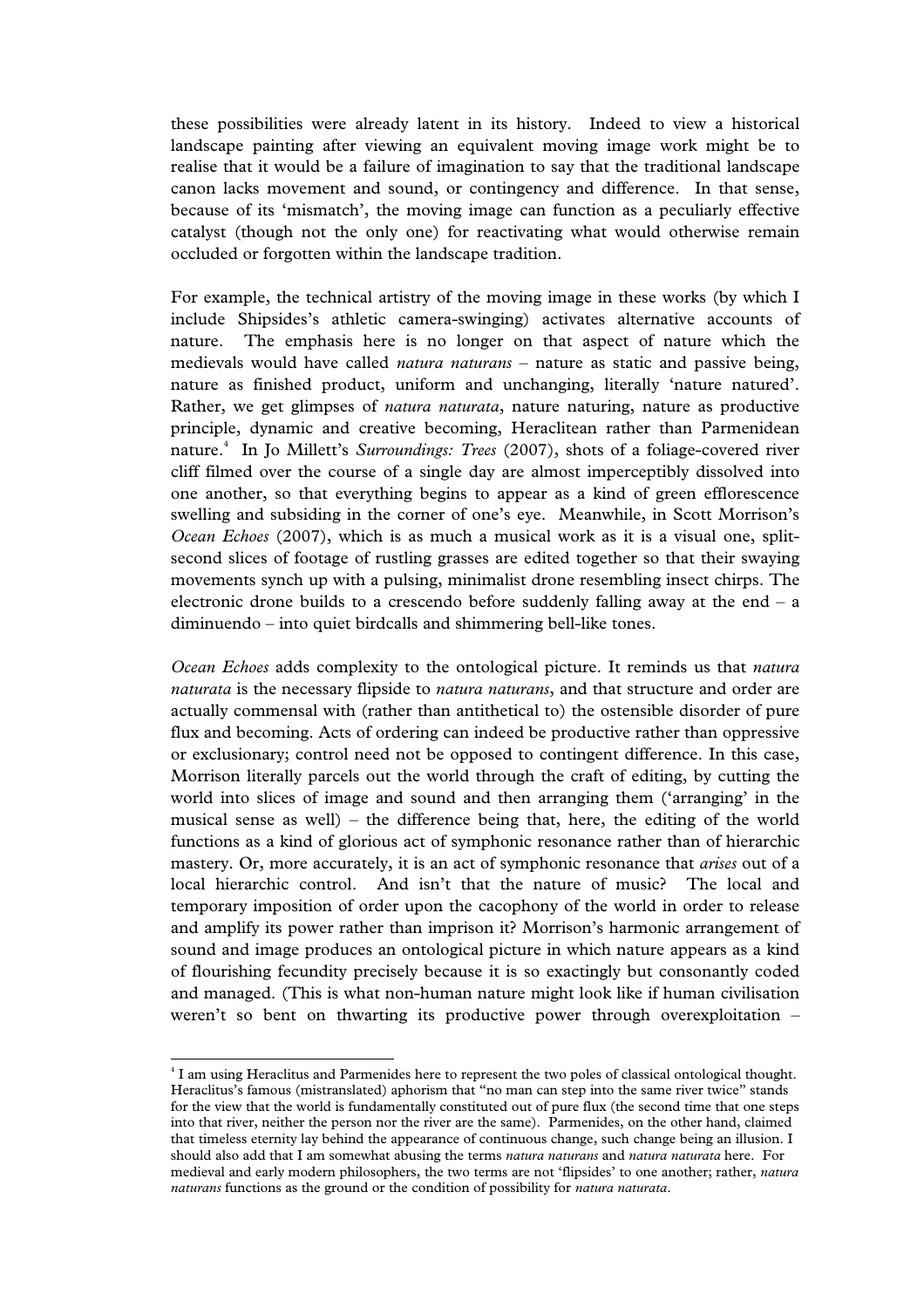these possibilities were already latent in its history. Indeed to view a historical landscape painting after viewing an equivalent moving image work might be to realise that it would be a failure of imagination to say that the traditional landscape canon lacks movement and sound, or contingency and difference. In that sense, because of its 'mismatch', the moving image can function as a peculiarly effective catalyst (though not the only one) for reactivating what would otherwise remain occluded or forgotten within the landscape tradition.

For example, the technical artistry of the moving image in these works (by which I include Shipsides's athletic camera-swinging) activates alternative accounts of nature. The emphasis here is no longer on that aspect of nature which the medievals would have called *natura naturans* – nature as static and passive being, nature as finished product, uniform and unchanging, literally 'nature natured'. Rather, we get glimpses of *natura naturata*, nature naturing, nature as productive principle, dynamic and creative becoming, Heraclitean rather than Parmenidean nature.[4] In Jo Millett's *Surroundings: Trees* (2007), shots of a foliage-covered river cliff filmed over the course of a single day are almost imperceptibly dissolved into one another, so that everything begins to appear as a kind of green efflorescence swelling and subsiding in the corner of one's eye. Meanwhile, in Scott Morrison's *Ocean Echoes* (2007), which is as much a musical work as it is a visual one, split-second slices of footage of rustling grasses are edited together so that their swaying movements synch up with a pulsing, minimalist drone resembling insect chirps. The electronic drone builds to a crescendo before suddenly falling away at the end – a diminuendo – into quiet birdcalls and shimmering bell-like tones.

*Ocean Echoes* adds complexity to the ontological picture. It reminds us that *natura naturata* is the necessary flipside to *natura naturans*, and that structure and order are actually commensal with (rather than antithetical to) the ostensible disorder of pure flux and becoming. Acts of ordering can indeed be productive rather than oppressive or exclusionary; control need not be opposed to contingent difference. In this case, Morrison literally parcels out the world through the craft of editing, by cutting the world into slices of image and sound and then arranging them ('arranging' in the musical sense as well) – the difference being that, here, the editing of the world functions as a kind of glorious act of symphonic resonance rather than of hierarchic mastery. Or, more accurately, it is an act of symphonic resonance that *arises* out of a local hierarchic control. And isn't that the nature of music? The local and temporary imposition of order upon the cacophony of the world in order to release and amplify its power rather than imprison it? Morrison's harmonic arrangement of sound and image produces an ontological picture in which nature appears as a kind of flourishing fecundity precisely because it is so exactingly but consonantly coded and managed. (This is what non-human nature might look like if human civilisation weren't so bent on thwarting its productive power through overexploitation –

---

[4] I am using Heraclitus and Parmenides here to represent the two poles of classical ontological thought. Heraclitus's famous (mistranslated) aphorism that "no man can step into the same river twice" stands for the view that the world is fundamentally constituted out of pure flux (the second time that one steps into that river, neither the person nor the river are the same). Parmenides, on the other hand, claimed that timeless eternity lay behind the appearance of continuous change, such change being an illusion. I should also add that I am somewhat abusing the terms *natura naturans* and *natura naturata* here. For medieval and early modern philosophers, the two terms are not 'flipsides' to one another; rather, *natura naturans* functions as the ground or the condition of possibility for *natura naturata*.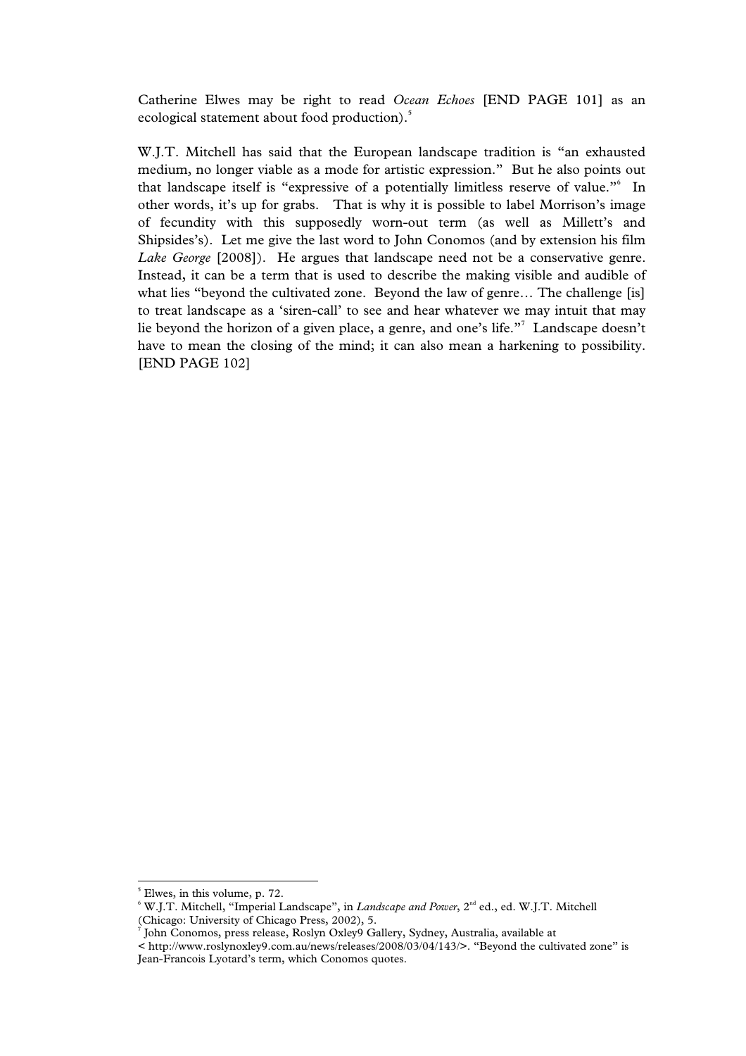Catherine Elwes may be right to read *Ocean Echoes* [END PAGE 101] as an ecological statement about food production).[5]

W.J.T. Mitchell has said that the European landscape tradition is "an exhausted medium, no longer viable as a mode for artistic expression." But he also points out that landscape itself is "expressive of a potentially limitless reserve of value."[6] In other words, it's up for grabs. That is why it is possible to label Morrison's image of fecundity with this supposedly worn-out term (as well as Millett's and Shipsides's). Let me give the last word to John Conomos (and by extension his film *Lake George* [2008]). He argues that landscape need not be a conservative genre. Instead, it can be a term that is used to describe the making visible and audible of what lies "beyond the cultivated zone. Beyond the law of genre… The challenge [is] to treat landscape as a 'siren-call' to see and hear whatever we may intuit that may lie beyond the horizon of a given place, a genre, and one's life."[7] Landscape doesn't have to mean the closing of the mind; it can also mean a harkening to possibility. [END PAGE 102]

---

[5] Elwes, in this volume, p. 72.

[6] W.J.T. Mitchell, "Imperial Landscape", in *Landscape and Power*, 2nd ed., ed. W.J.T. Mitchell (Chicago: University of Chicago Press, 2002), 5.

[7] John Conomos, press release, Roslyn Oxley9 Gallery, Sydney, Australia, available at < http://www.roslynoxley9.com.au/news/releases/2008/03/04/143/>. "Beyond the cultivated zone" is Jean-Francois Lyotard's term, which Conomos quotes.